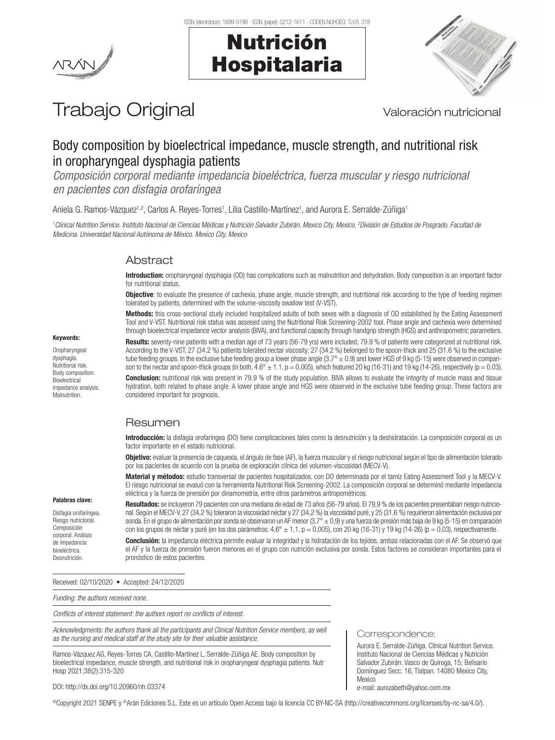# Trabajo Original

Valoración nutricional

## Body composition by bioelectrical impedance, muscle strength, and nutritional risk in oropharyngeal dysphagia patients

*Composición corporal mediante impedancia bioeléctrica, fuerza muscular y riesgo nutricional en pacientes con disfagia orofaríngea*

Aniela G. Ramos-Vázquez[1,2], Carlos A. Reyes-Torres[1], Lilia Castillo-Martínez[1], and Aurora E. Serralde-Zúñiga[1]

*[1]Clinical Nutrition Service. Instituto Nacional de Ciencias Médicas y Nutrición Salvador Zubirán. Mexico City, Mexico. [2]División de Estudios de Posgrado. Facultad de Medicina. Universidad Nacional Autónoma de México. Mexico City, Mexico*

### Abstract

**Introduction:** oropharyngeal dysphagia (OD) has complications such as malnutrition and dehydration. Body composition is an important factor for nutritional status.

**Objective**: to evaluate the presence of cachexia, phase angle, muscle strength, and nutritional risk according to the type of feeding regimen tolerated by patients, determined with the volume-viscosity swallow test (V-VST).

**Methods:** this cross-sectional study included hospitalized adults of both sexes with a diagnosis of OD established by the Eating Assessment Tool and V-VST. Nutritional risk status was assesed using the Nutritional Risk Screening-2002 tool. Phase angle and cachexia were determined through bioelectrical impedance vector analysis (BIVA), and functional capacity through handgrip strength (HGS) and anthropometric parameters.

**Results:** seventy-nine patients with a median age of 73 years (56-79 yrs) were included; 79.9 % of patients were categorized at nutritional risk. According to the V-VST, 27 (34.2 %) patients tolerated nectar viscosity; 27 (34.2 %) belonged to the spoon-thick and 25 (31.6 %) to the exclusive tube feeding groups. In the exclusive tube feeding group a lower phase angle (3.7° ± 0.9) and lower HGS of 9 kg (5-15) were observed in comparison to the nectar and spoon-thick groups (in both, 4.6° ± 1.1, p = 0.005), which featured 20 kg (16-31) and 19 kg (14-26), respectively (p = 0.03).

**Conclusion:** nutritional risk was present in 79.9 % of the study population. BIVA allows to evaluate the integrity of muscle mass and tissue hydration, both related to phase angle. A lower phase angle and HGS were observed in the exclusive tube feeding group. These factors are considered important for prognosis.

**Keywords:**

Oropharyngeal dysphagia. Nutritional risk. Body composition. Bioelectrical impedance analysis. Malnutrition.

### Resumen

**Introducción:** la disfagia orofaríngea (DO) tiene complicaciones tales como la desnutrición y la deshidratación. La composición corporal es un factor importante en el estado nutricional.

**Objetivo:** evaluar la presencia de caquexia, el ángulo de fase (AF), la fuerza muscular y el riesgo nutricional según el tipo de alimentación tolerado por los pacientes de acuerdo con la prueba de exploración clínica del volumen-viscosidad (MECV-V).

**Material y métodos:** estudio transversal de pacientes hospitalizados, con DO determinada por el tamiz Eating Assessment Tool y la MECV-V. El riesgo nutricional se evaluó con la herramienta Nutritional Risk Screening-2002. La composición corporal se determinó mediante impedancia eléctrica y la fuerza de prensión por dinamometría, entre otros parámetros antropométricos.

**Resultados:** se incluyeron 79 pacientes con una mediana de edad de 73 años (56-79 años). El 79,9 % de los pacientes presentaban riesgo nutricional. Según el MECV-V, 27 (34,2 %) toleraron la viscosidad néctar y 27 (34,2 %) la viscosidad puré, y 25 (31,6 %) requirieron alimentación exclusiva por sonda. En el grupo de alimentación por sonda se observaron un AF menor (3,7° ± 0,9) y una fuerza de presión más baja de 9 kg (5-15) en comparación con los grupos de néctar y puré (en los dos parámetros: 4,6° ± 1,1, p = 0,005), con 20 kg (16-31) y 19 kg (14-26) (p = 0,03), respectivamente.

**Conclusión:** la impedancia eléctrica permite evaluar la integridad y la hidratación de los tejidos, ambas relacionadas con el AF. Se observó que el AF y la fuerza de prensión fueron menores en el grupo con nutrición exclusiva por sonda. Estos factores se consideran importantes para el pronóstico de estos pacientes.

**Palabras clave:**

Disfagia orofaríngea. Riesgo nutricional. Composición corporal. Análisis de impedancia bioeléctrica. Desnutrición.

Received: 02/10/2020 • Accepted: 24/12/2020

*Funding: the authors received none.*

*Conflicts of interest statement: the authors report no conflicts of interest.*

*Acknowledgments: the authors thank all the participants and Clinical Nutrition Service members, as well as the nursing and medical staff at the study site for their valuable assistance.*

Ramos-Vázquez AG, Reyes-Torres CA, Castillo-Martínez L, Serralde-Zúñiga AE. Body composition by bioelectrical impedance, muscle strength, and nutritional risk in oropharyngeal dysphagia patients. Nutr Hosp 2021;38(2):315-320

DOI: http://dx.doi.org/10.20960/nh.03374

Correspondence:

Aurora E. Serralde-Zúñiga. Clinical Nutrition Service. Instituto Nacional de Ciencias Médicas y Nutrición Salvador Zubirán. Vasco de Quiroga, 15; Belisario Domínguez Secc. 16, Tlalpan. 14080 Mexico City, Mexico
e-mail: aurozabeth@yahoo.com.mx

©Copyright 2021 SENPE y ©Arán Ediciones S.L. Este es un artículo Open Access bajo la licencia CC BY-NC-SA (http://creativecommons.org/licenses/by-nc-sa/4.0/).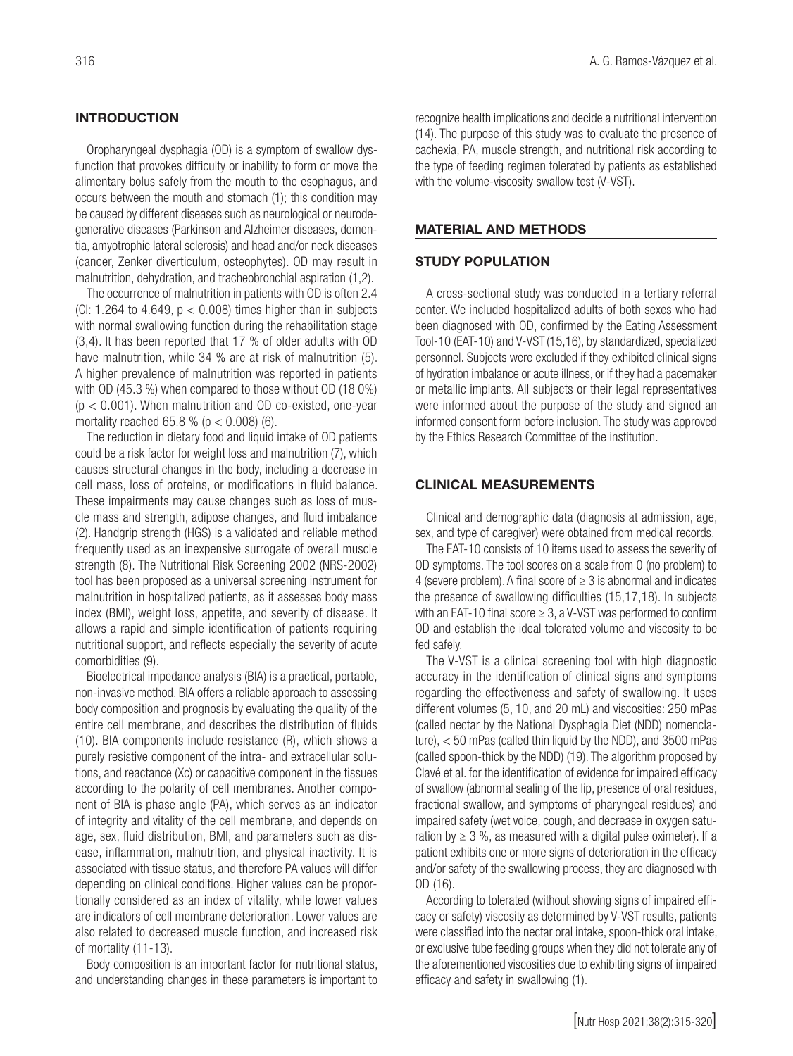## INTRODUCTION

Oropharyngeal dysphagia (OD) is a symptom of swallow dysfunction that provokes difficulty or inability to form or move the alimentary bolus safely from the mouth to the esophagus, and occurs between the mouth and stomach (1); this condition may be caused by different diseases such as neurological or neurodegenerative diseases (Parkinson and Alzheimer diseases, dementia, amyotrophic lateral sclerosis) and head and/or neck diseases (cancer, Zenker diverticulum, osteophytes). OD may result in malnutrition, dehydration, and tracheobronchial aspiration (1,2).

The occurrence of malnutrition in patients with OD is often 2.4 (CI: 1.264 to 4.649, $p < 0.008$) times higher than in subjects with normal swallowing function during the rehabilitation stage (3,4). It has been reported that 17 % of older adults with OD have malnutrition, while 34 % are at risk of malnutrition (5). A higher prevalence of malnutrition was reported in patients with OD (45.3 %) when compared to those without OD (18 0%) ($p < 0.001$). When malnutrition and OD co-existed, one-year mortality reached 65.8 % ($p < 0.008$) (6).

The reduction in dietary food and liquid intake of OD patients could be a risk factor for weight loss and malnutrition (7), which causes structural changes in the body, including a decrease in cell mass, loss of proteins, or modifications in fluid balance. These impairments may cause changes such as loss of muscle mass and strength, adipose changes, and fluid imbalance (2). Handgrip strength (HGS) is a validated and reliable method frequently used as an inexpensive surrogate of overall muscle strength (8). The Nutritional Risk Screening 2002 (NRS-2002) tool has been proposed as a universal screening instrument for malnutrition in hospitalized patients, as it assesses body mass index (BMI), weight loss, appetite, and severity of disease. It allows a rapid and simple identification of patients requiring nutritional support, and reflects especially the severity of acute comorbidities (9).

Bioelectrical impedance analysis (BIA) is a practical, portable, non-invasive method. BIA offers a reliable approach to assessing body composition and prognosis by evaluating the quality of the entire cell membrane, and describes the distribution of fluids (10). BIA components include resistance (R), which shows a purely resistive component of the intra- and extracellular solutions, and reactance (Xc) or capacitive component in the tissues according to the polarity of cell membranes. Another component of BIA is phase angle (PA), which serves as an indicator of integrity and vitality of the cell membrane, and depends on age, sex, fluid distribution, BMI, and parameters such as disease, inflammation, malnutrition, and physical inactivity. It is associated with tissue status, and therefore PA values will differ depending on clinical conditions. Higher values can be proportionally considered as an index of vitality, while lower values are indicators of cell membrane deterioration. Lower values are also related to decreased muscle function, and increased risk of mortality (11-13).

Body composition is an important factor for nutritional status, and understanding changes in these parameters is important to recognize health implications and decide a nutritional intervention (14). The purpose of this study was to evaluate the presence of cachexia, PA, muscle strength, and nutritional risk according to the type of feeding regimen tolerated by patients as established with the volume-viscosity swallow test (V-VST).

## MATERIAL AND METHODS

### STUDY POPULATION

A cross-sectional study was conducted in a tertiary referral center. We included hospitalized adults of both sexes who had been diagnosed with OD, confirmed by the Eating Assessment Tool-10 (EAT-10) and V-VST (15,16), by standardized, specialized personnel. Subjects were excluded if they exhibited clinical signs of hydration imbalance or acute illness, or if they had a pacemaker or metallic implants. All subjects or their legal representatives were informed about the purpose of the study and signed an informed consent form before inclusion. The study was approved by the Ethics Research Committee of the institution.

### CLINICAL MEASUREMENTS

Clinical and demographic data (diagnosis at admission, age, sex, and type of caregiver) were obtained from medical records.

The EAT-10 consists of 10 items used to assess the severity of OD symptoms. The tool scores on a scale from 0 (no problem) to 4 (severe problem). A final score of $\geq 3$ is abnormal and indicates the presence of swallowing difficulties (15,17,18). In subjects with an EAT-10 final score $\geq 3$, a V-VST was performed to confirm OD and establish the ideal tolerated volume and viscosity to be fed safely.

The V-VST is a clinical screening tool with high diagnostic accuracy in the identification of clinical signs and symptoms regarding the effectiveness and safety of swallowing. It uses different volumes (5, 10, and 20 mL) and viscosities: 250 mPas (called nectar by the National Dysphagia Diet (NDD) nomenclature), < 50 mPas (called thin liquid by the NDD), and 3500 mPas (called spoon-thick by the NDD) (19). The algorithm proposed by Clavé et al. for the identification of evidence for impaired efficacy of swallow (abnormal sealing of the lip, presence of oral residues, fractional swallow, and symptoms of pharyngeal residues) and impaired safety (wet voice, cough, and decrease in oxygen saturation by $\geq 3$ %, as measured with a digital pulse oximeter). If a patient exhibits one or more signs of deterioration in the efficacy and/or safety of the swallowing process, they are diagnosed with OD (16).

According to tolerated (without showing signs of impaired efficacy or safety) viscosity as determined by V-VST results, patients were classified into the nectar oral intake, spoon-thick oral intake, or exclusive tube feeding groups when they did not tolerate any of the aforementioned viscosities due to exhibiting signs of impaired efficacy and safety in swallowing (1).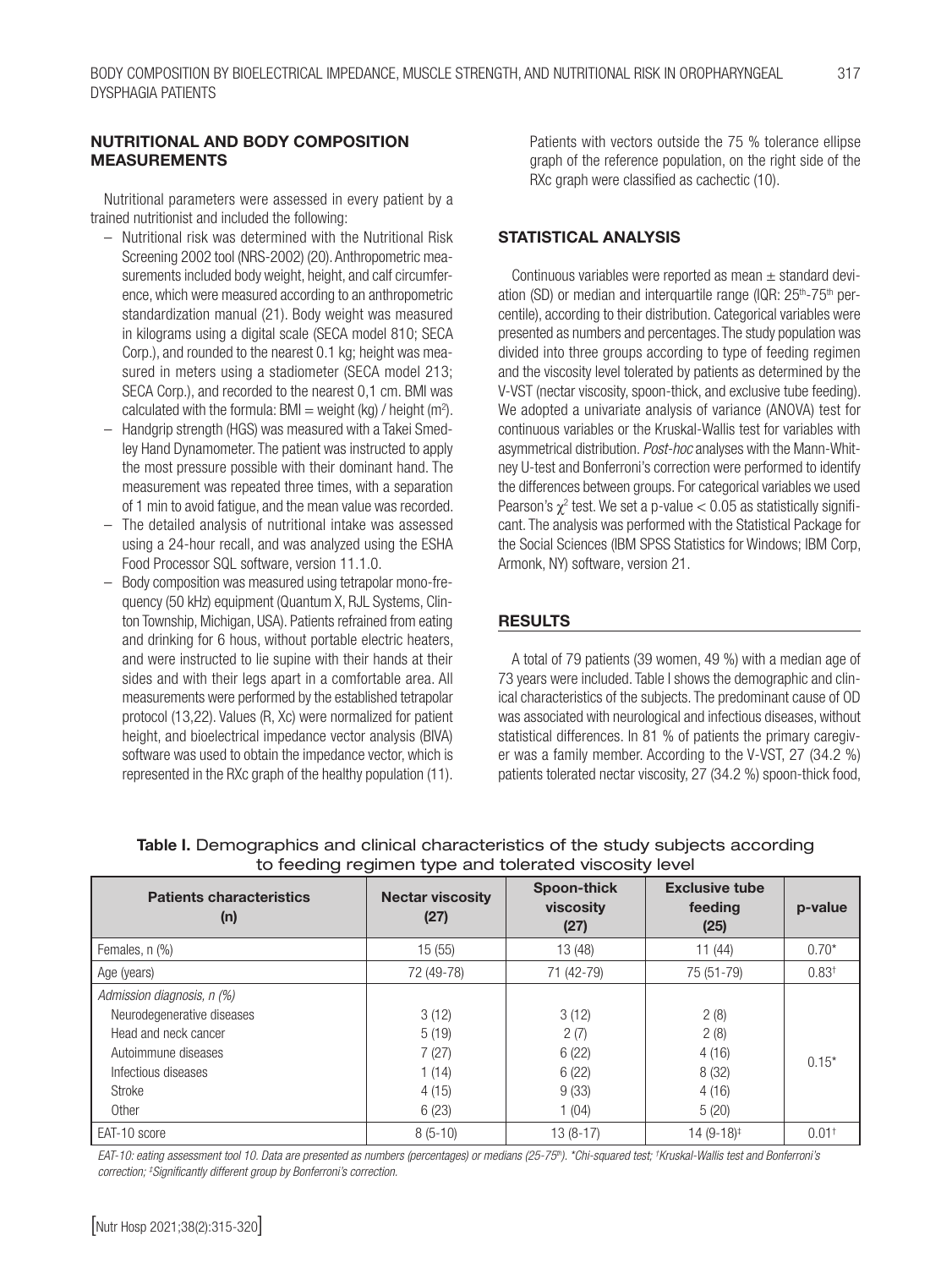## NUTRITIONAL AND BODY COMPOSITION MEASUREMENTS

Nutritional parameters were assessed in every patient by a trained nutritionist and included the following:

- Nutritional risk was determined with the Nutritional Risk Screening 2002 tool (NRS-2002) (20). Anthropometric measurements included body weight, height, and calf circumference, which were measured according to an anthropometric standardization manual (21). Body weight was measured in kilograms using a digital scale (SECA model 810; SECA Corp.), and rounded to the nearest 0.1 kg; height was measured in meters using a stadiometer (SECA model 213; SECA Corp.), and recorded to the nearest 0,1 cm. BMI was calculated with the formula: BMI = weight (kg) / height (m$^2$).
- Handgrip strength (HGS) was measured with a Takei Smedley Hand Dynamometer. The patient was instructed to apply the most pressure possible with their dominant hand. The measurement was repeated three times, with a separation of 1 min to avoid fatigue, and the mean value was recorded.
- The detailed analysis of nutritional intake was assessed using a 24-hour recall, and was analyzed using the ESHA Food Processor SQL software, version 11.1.0.
- Body composition was measured using tetrapolar mono-frequency (50 kHz) equipment (Quantum X, RJL Systems, Clinton Township, Michigan, USA). Patients refrained from eating and drinking for 6 hous, without portable electric heaters, and were instructed to lie supine with their hands at their sides and with their legs apart in a comfortable area. All measurements were performed by the established tetrapolar protocol (13,22). Values (R, Xc) were normalized for patient height, and bioelectrical impedance vector analysis (BIVA) software was used to obtain the impedance vector, which is represented in the RXc graph of the healthy population (11). Patients with vectors outside the 75 % tolerance ellipse graph of the reference population, on the right side of the RXc graph were classified as cachectic (10).

## STATISTICAL ANALYSIS

Continuous variables were reported as mean ± standard deviation (SD) or median and interquartile range (IQR: 25th-75th percentile), according to their distribution. Categorical variables were presented as numbers and percentages. The study population was divided into three groups according to type of feeding regimen and the viscosity level tolerated by patients as determined by the V-VST (nectar viscosity, spoon-thick, and exclusive tube feeding). We adopted a univariate analysis of variance (ANOVA) test for continuous variables or the Kruskal-Wallis test for variables with asymmetrical distribution. *Post-hoc* analyses with the Mann-Whitney U-test and Bonferroni's correction were performed to identify the differences between groups. For categorical variables we used Pearson's $\chi^2$ test. We set a p-value < 0.05 as statistically significant. The analysis was performed with the Statistical Package for the Social Sciences (IBM SPSS Statistics for Windows; IBM Corp, Armonk, NY) software, version 21.

## RESULTS

A total of 79 patients (39 women, 49 %) with a median age of 73 years were included. Table I shows the demographic and clinical characteristics of the subjects. The predominant cause of OD was associated with neurological and infectious diseases, without statistical differences. In 81 % of patients the primary caregiver was a family member. According to the V-VST, 27 (34.2 %) patients tolerated nectar viscosity, 27 (34.2 %) spoon-thick food,

**Table I.** Demographics and clinical characteristics of the study subjects according to feeding regimen type and tolerated viscosity level

| Patients characteristics (n) | Nectar viscosity (27) | Spoon-thick viscosity (27) | Exclusive tube feeding (25) | p-value |
|---|---|---|---|---|
| Females, n (%) | 15 (55) | 13 (48) | 11 (44) | 0.70* |
| Age (years) | 72 (49-78) | 71 (42-79) | 75 (51-79) | 0.83† |
| *Admission diagnosis, n (%)* | | | | |
| Neurodegenerative diseases | 3 (12) | 3 (12) | 2 (8) | 0.15* |
| Head and neck cancer | 5 (19) | 2 (7) | 2 (8) | |
| Autoimmune diseases | 7 (27) | 6 (22) | 4 (16) | |
| Infectious diseases | 1 (14) | 6 (22) | 8 (32) | |
| Stroke | 4 (15) | 9 (33) | 4 (16) | |
| Other | 6 (23) | 1 (04) | 5 (20) | |
| EAT-10 score | 8 (5-10) | 13 (8-17) | 14 (9-18)‡ | 0.01† |

*EAT-10: eating assessment tool 10. Data are presented as numbers (percentages) or medians (25-75th). \*Chi-squared test; †Kruskal-Wallis test and Bonferroni's correction; ‡Significantly different group by Bonferroni's correction.*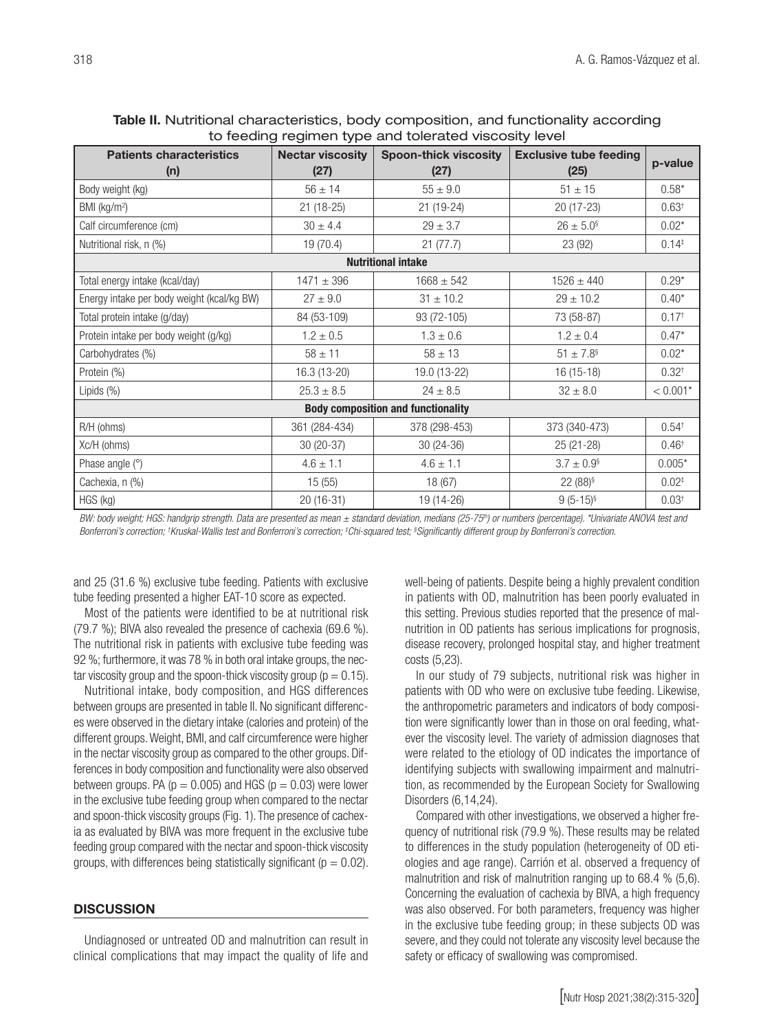**Table II.** Nutritional characteristics, body composition, and functionality according to feeding regimen type and tolerated viscosity level

| Patients characteristics (n) | Nectar viscosity (27) | Spoon-thick viscosity (27) | Exclusive tube feeding (25) | p-value |
|---|---|---|---|---|
| Body weight (kg) | 56 ± 14 | 55 ± 9.0 | 51 ± 15 | 0.58* |
| BMI (kg/m²) | 21 (18-25) | 21 (19-24) | 20 (17-23) | 0.63† |
| Calf circumference (cm) | 30 ± 4.4 | 29 ± 3.7 | 26 ± 5.0§ | 0.02* |
| Nutritional risk, n (%) | 19 (70.4) | 21 (77.7) | 23 (92) | 0.14‡ |
| **Nutritional intake** | | | | |
| Total energy intake (kcal/day) | 1471 ± 396 | 1668 ± 542 | 1526 ± 440 | 0.29* |
| Energy intake per body weight (kcal/kg BW) | 27 ± 9.0 | 31 ± 10.2 | 29 ± 10.2 | 0.40* |
| Total protein intake (g/day) | 84 (53-109) | 93 (72-105) | 73 (58-87) | 0.17† |
| Protein intake per body weight (g/kg) | 1.2 ± 0.5 | 1.3 ± 0.6 | 1.2 ± 0.4 | 0.47* |
| Carbohydrates (%) | 58 ± 11 | 58 ± 13 | 51 ± 7.8§ | 0.02* |
| Protein (%) | 16.3 (13-20) | 19.0 (13-22) | 16 (15-18) | 0.32† |
| Lipids (%) | 25.3 ± 8.5 | 24 ± 8.5 | 32 ± 8.0 | < 0.001* |
| **Body composition and functionality** | | | | |
| R/H (ohms) | 361 (284-434) | 378 (298-453) | 373 (340-473) | 0.54† |
| Xc/H (ohms) | 30 (20-37) | 30 (24-36) | 25 (21-28) | 0.46† |
| Phase angle (°) | 4.6 ± 1.1 | 4.6 ± 1.1 | 3.7 ± 0.9§ | 0.005* |
| Cachexia, n (%) | 15 (55) | 18 (67) | 22 (88)§ | 0.02‡ |
| HGS (kg) | 20 (16-31) | 19 (14-26) | 9 (5-15)§ | 0.03† |

*BW: body weight; HGS: handgrip strength. Data are presented as mean ± standard deviation, medians (25-75th) or numbers (percentage). \*Univariate ANOVA test and Bonferroni's correction; †Kruskal-Wallis test and Bonferroni's correction; ‡Chi-squared test; §Significantly different group by Bonferroni's correction.*

and 25 (31.6 %) exclusive tube feeding. Patients with exclusive tube feeding presented a higher EAT-10 score as expected.

Most of the patients were identified to be at nutritional risk (79.7 %); BIVA also revealed the presence of cachexia (69.6 %). The nutritional risk in patients with exclusive tube feeding was 92 %; furthermore, it was 78 % in both oral intake groups, the nectar viscosity group and the spoon-thick viscosity group ($p = 0.15$).

Nutritional intake, body composition, and HGS differences between groups are presented in table II. No significant differences were observed in the dietary intake (calories and protein) of the different groups. Weight, BMI, and calf circumference were higher in the nectar viscosity group as compared to the other groups. Differences in body composition and functionality were also observed between groups. PA ($p = 0.005$) and HGS ($p = 0.03$) were lower in the exclusive tube feeding group when compared to the nectar and spoon-thick viscosity groups (Fig. 1). The presence of cachexia as evaluated by BIVA was more frequent in the exclusive tube feeding group compared with the nectar and spoon-thick viscosity groups, with differences being statistically significant ($p = 0.02$).

## DISCUSSION

Undiagnosed or untreated OD and malnutrition can result in clinical complications that may impact the quality of life and well-being of patients. Despite being a highly prevalent condition in patients with OD, malnutrition has been poorly evaluated in this setting. Previous studies reported that the presence of malnutrition in OD patients has serious implications for prognosis, disease recovery, prolonged hospital stay, and higher treatment costs (5,23).

In our study of 79 subjects, nutritional risk was higher in patients with OD who were on exclusive tube feeding. Likewise, the anthropometric parameters and indicators of body composition were significantly lower than in those on oral feeding, whatever the viscosity level. The variety of admission diagnoses that were related to the etiology of OD indicates the importance of identifying subjects with swallowing impairment and malnutrition, as recommended by the European Society for Swallowing Disorders (6,14,24).

Compared with other investigations, we observed a higher frequency of nutritional risk (79.9 %). These results may be related to differences in the study population (heterogeneity of OD etiologies and age range). Carrión et al. observed a frequency of malnutrition and risk of malnutrition ranging up to 68.4 % (5,6). Concerning the evaluation of cachexia by BIVA, a high frequency was also observed. For both parameters, frequency was higher in the exclusive tube feeding group; in these subjects OD was severe, and they could not tolerate any viscosity level because the safety or efficacy of swallowing was compromised.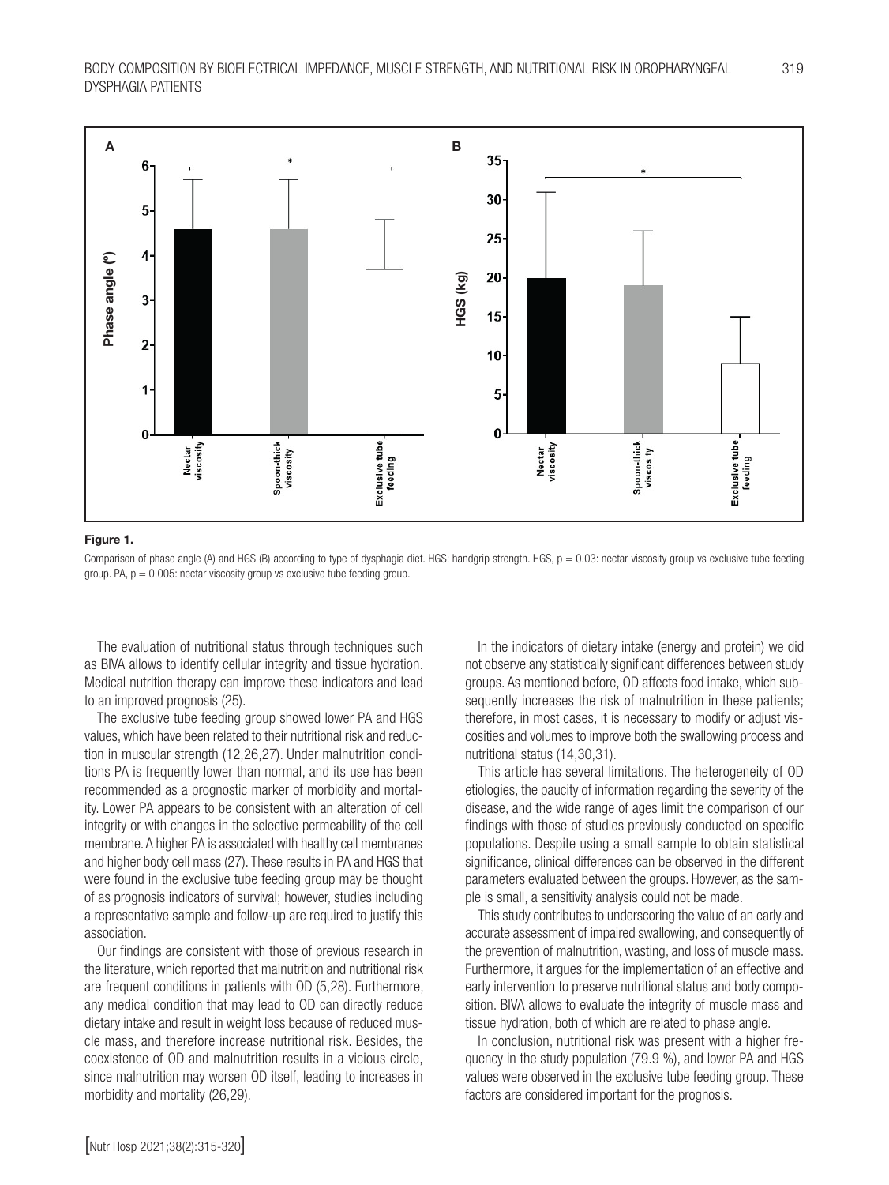**Figure 1.**

Comparison of phase angle (A) and HGS (B) according to type of dysphagia diet. HGS: handgrip strength. HGS, $p = 0.03$: nectar viscosity group vs exclusive tube feeding group. PA, $p = 0.005$: nectar viscosity group vs exclusive tube feeding group.

The evaluation of nutritional status through techniques such as BIVA allows to identify cellular integrity and tissue hydration. Medical nutrition therapy can improve these indicators and lead to an improved prognosis (25).

The exclusive tube feeding group showed lower PA and HGS values, which have been related to their nutritional risk and reduction in muscular strength (12,26,27). Under malnutrition conditions PA is frequently lower than normal, and its use has been recommended as a prognostic marker of morbidity and mortality. Lower PA appears to be consistent with an alteration of cell integrity or with changes in the selective permeability of the cell membrane. A higher PA is associated with healthy cell membranes and higher body cell mass (27). These results in PA and HGS that were found in the exclusive tube feeding group may be thought of as prognosis indicators of survival; however, studies including a representative sample and follow-up are required to justify this association.

Our findings are consistent with those of previous research in the literature, which reported that malnutrition and nutritional risk are frequent conditions in patients with OD (5,28). Furthermore, any medical condition that may lead to OD can directly reduce dietary intake and result in weight loss because of reduced muscle mass, and therefore increase nutritional risk. Besides, the coexistence of OD and malnutrition results in a vicious circle, since malnutrition may worsen OD itself, leading to increases in morbidity and mortality (26,29).

In the indicators of dietary intake (energy and protein) we did not observe any statistically significant differences between study groups. As mentioned before, OD affects food intake, which subsequently increases the risk of malnutrition in these patients; therefore, in most cases, it is necessary to modify or adjust viscosities and volumes to improve both the swallowing process and nutritional status (14,30,31).

This article has several limitations. The heterogeneity of OD etiologies, the paucity of information regarding the severity of the disease, and the wide range of ages limit the comparison of our findings with those of studies previously conducted on specific populations. Despite using a small sample to obtain statistical significance, clinical differences can be observed in the different parameters evaluated between the groups. However, as the sample is small, a sensitivity analysis could not be made.

This study contributes to underscoring the value of an early and accurate assessment of impaired swallowing, and consequently of the prevention of malnutrition, wasting, and loss of muscle mass. Furthermore, it argues for the implementation of an effective and early intervention to preserve nutritional status and body composition. BIVA allows to evaluate the integrity of muscle mass and tissue hydration, both of which are related to phase angle.

In conclusion, nutritional risk was present with a higher frequency in the study population (79.9 %), and lower PA and HGS values were observed in the exclusive tube feeding group. These factors are considered important for the prognosis.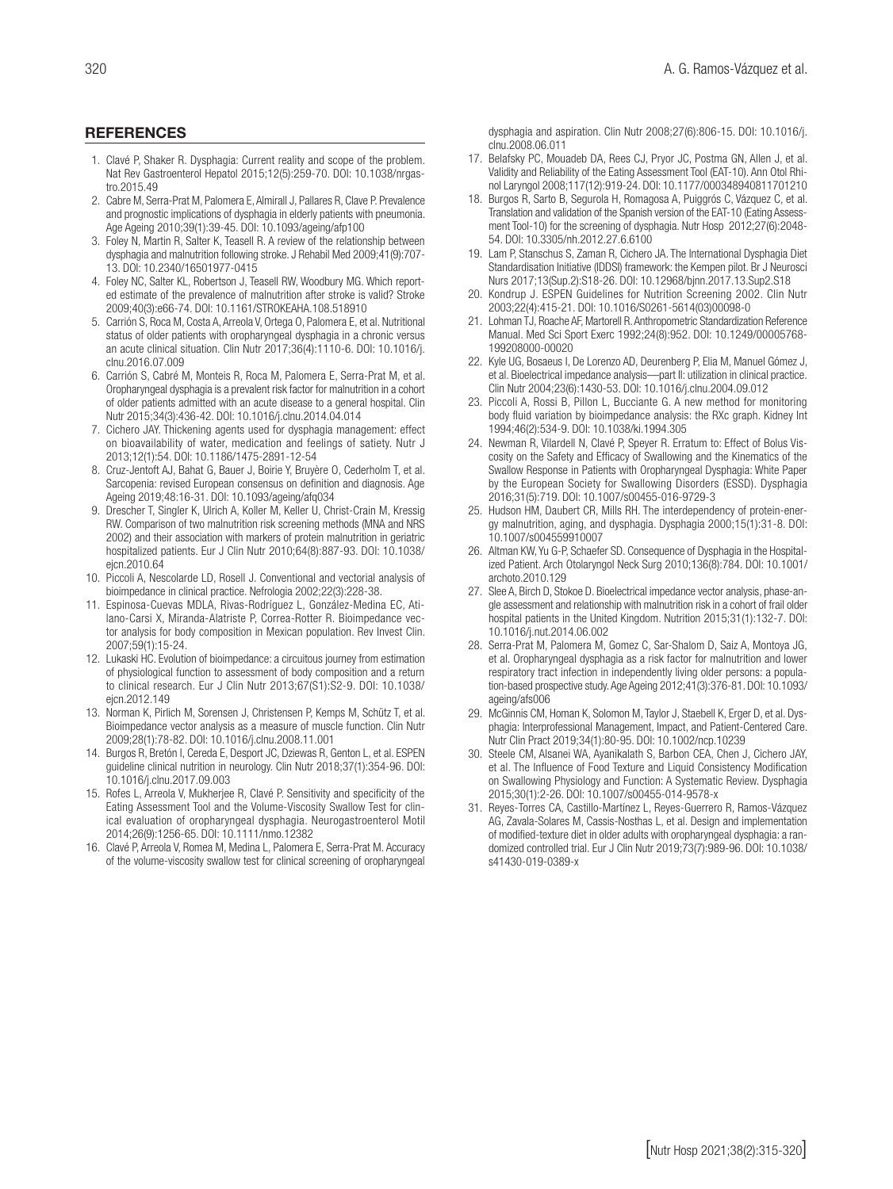## REFERENCES

1. Clavé P, Shaker R. Dysphagia: Current reality and scope of the problem. Nat Rev Gastroenterol Hepatol 2015;12(5):259-70. DOI: 10.1038/nrgastro.2015.49
2. Cabre M, Serra-Prat M, Palomera E, Almirall J, Pallares R, Clave P. Prevalence and prognostic implications of dysphagia in elderly patients with pneumonia. Age Ageing 2010;39(1):39-45. DOI: 10.1093/ageing/afp100
3. Foley N, Martin R, Salter K, Teasell R. A review of the relationship between dysphagia and malnutrition following stroke. J Rehabil Med 2009;41(9):707-13. DOI: 10.2340/16501977-0415
4. Foley NC, Salter KL, Robertson J, Teasell RW, Woodbury MG. Which reported estimate of the prevalence of malnutrition after stroke is valid? Stroke 2009;40(3):e66-74. DOI: 10.1161/STROKEAHA.108.518910
5. Carrión S, Roca M, Costa A, Arreola V, Ortega O, Palomera E, et al. Nutritional status of older patients with oropharyngeal dysphagia in a chronic versus an acute clinical situation. Clin Nutr 2017;36(4):1110-6. DOI: 10.1016/j.clnu.2016.07.009
6. Carrión S, Cabré M, Monteis R, Roca M, Palomera E, Serra-Prat M, et al. Oropharyngeal dysphagia is a prevalent risk factor for malnutrition in a cohort of older patients admitted with an acute disease to a general hospital. Clin Nutr 2015;34(3):436-42. DOI: 10.1016/j.clnu.2014.04.014
7. Cichero JAY. Thickening agents used for dysphagia management: effect on bioavailability of water, medication and feelings of satiety. Nutr J 2013;12(1):54. DOI: 10.1186/1475-2891-12-54
8. Cruz-Jentoft AJ, Bahat G, Bauer J, Boirie Y, Bruyère O, Cederholm T, et al. Sarcopenia: revised European consensus on definition and diagnosis. Age Ageing 2019;48:16-31. DOI: 10.1093/ageing/afq034
9. Drescher T, Singler K, Ulrich A, Koller M, Keller U, Christ-Crain M, Kressig RW. Comparison of two malnutrition risk screening methods (MNA and NRS 2002) and their association with markers of protein malnutrition in geriatric hospitalized patients. Eur J Clin Nutr 2010;64(8):887-93. DOI: 10.1038/ejcn.2010.64
10. Piccoli A, Nescolarde LD, Rosell J. Conventional and vectorial analysis of bioimpedance in clinical practice. Nefrologia 2002;22(3):228-38.
11. Espinosa-Cuevas MDLA, Rivas-Rodríguez L, González-Medina EC, Atilano-Carsi X, Miranda-Alatriste P, Correa-Rotter R. Bioimpedance vector analysis for body composition in Mexican population. Rev Invest Clin. 2007;59(1):15-24.
12. Lukaski HC. Evolution of bioimpedance: a circuitous journey from estimation of physiological function to assessment of body composition and a return to clinical research. Eur J Clin Nutr 2013;67(S1):S2-9. DOI: 10.1038/ejcn.2012.149
13. Norman K, Pirlich M, Sorensen J, Christensen P, Kemps M, Schütz T, et al. Bioimpedance vector analysis as a measure of muscle function. Clin Nutr 2009;28(1):78-82. DOI: 10.1016/j.clnu.2008.11.001
14. Burgos R, Bretón I, Cereda E, Desport JC, Dziewas R, Genton L, et al. ESPEN guideline clinical nutrition in neurology. Clin Nutr 2018;37(1):354-96. DOI: 10.1016/j.clnu.2017.09.003
15. Rofes L, Arreola V, Mukherjee R, Clavé P. Sensitivity and specificity of the Eating Assessment Tool and the Volume-Viscosity Swallow Test for clinical evaluation of oropharyngeal dysphagia. Neurogastroenterol Motil 2014;26(9):1256-65. DOI: 10.1111/nmo.12382
16. Clavé P, Arreola V, Romea M, Medina L, Palomera E, Serra-Prat M. Accuracy of the volume-viscosity swallow test for clinical screening of oropharyngeal dysphagia and aspiration. Clin Nutr 2008;27(6):806-15. DOI: 10.1016/j.clnu.2008.06.011
17. Belafsky PC, Mouadeb DA, Rees CJ, Pryor JC, Postma GN, Allen J, et al. Validity and Reliability of the Eating Assessment Tool (EAT-10). Ann Otol Rhinol Laryngol 2008;117(12):919-24. DOI: 10.1177/000348940811701210
18. Burgos R, Sarto B, Segurola H, Romagosa A, Puiggrós C, Vázquez C, et al. Translation and validation of the Spanish version of the EAT-10 (Eating Assessment Tool-10) for the screening of dysphagia. Nutr Hosp 2012;27(6):2048-54. DOI: 10.3305/nh.2012.27.6.6100
19. Lam P, Stanschus S, Zaman R, Cichero JA. The International Dysphagia Diet Standardisation Initiative (IDDSI) framework: the Kempen pilot. Br J Neurosci Nurs 2017;13(Sup.2):S18-26. DOI: 10.12968/bjnn.2017.13.Sup2.S18
20. Kondrup J. ESPEN Guidelines for Nutrition Screening 2002. Clin Nutr 2003;22(4):415-21. DOI: 10.1016/S0261-5614(03)00098-0
21. Lohman TJ, Roache AF, Martorell R. Anthropometric Standardization Reference Manual. Med Sci Sport Exerc 1992;24(8):952. DOI: 10.1249/00005768-199208000-00020
22. Kyle UG, Bosaeus I, De Lorenzo AD, Deurenberg P, Elia M, Manuel Gómez J, et al. Bioelectrical impedance analysis—part II: utilization in clinical practice. Clin Nutr 2004;23(6):1430-53. DOI: 10.1016/j.clnu.2004.09.012
23. Piccoli A, Rossi B, Pillon L, Bucciante G. A new method for monitoring body fluid variation by bioimpedance analysis: the RXc graph. Kidney Int 1994;46(2):534-9. DOI: 10.1038/ki.1994.305
24. Newman R, Vilardell N, Clavé P, Speyer R. Erratum to: Effect of Bolus Viscosity on the Safety and Efficacy of Swallowing and the Kinematics of the Swallow Response in Patients with Oropharyngeal Dysphagia: White Paper by the European Society for Swallowing Disorders (ESSD). Dysphagia 2016;31(5):719. DOI: 10.1007/s00455-016-9729-3
25. Hudson HM, Daubert CR, Mills RH. The interdependency of protein-energy malnutrition, aging, and dysphagia. Dysphagia 2000;15(1):31-8. DOI: 10.1007/s004559910007
26. Altman KW, Yu G-P, Schaefer SD. Consequence of Dysphagia in the Hospitalized Patient. Arch Otolaryngol Neck Surg 2010;136(8):784. DOI: 10.1001/archoto.2010.129
27. Slee A, Birch D, Stokoe D. Bioelectrical impedance vector analysis, phase-angle assessment and relationship with malnutrition risk in a cohort of frail older hospital patients in the United Kingdom. Nutrition 2015;31(1):132-7. DOI: 10.1016/j.nut.2014.06.002
28. Serra-Prat M, Palomera M, Gomez C, Sar-Shalom D, Saiz A, Montoya JG, et al. Oropharyngeal dysphagia as a risk factor for malnutrition and lower respiratory tract infection in independently living older persons: a population-based prospective study. Age Ageing 2012;41(3):376-81. DOI: 10.1093/ageing/afs006
29. McGinnis CM, Homan K, Solomon M, Taylor J, Staebell K, Erger D, et al. Dysphagia: Interprofessional Management, Impact, and Patient-Centered Care. Nutr Clin Pract 2019;34(1):80-95. DOI: 10.1002/ncp.10239
30. Steele CM, Alsanei WA, Ayanikalath S, Barbon CEA, Chen J, Cichero JAY, et al. The Influence of Food Texture and Liquid Consistency Modification on Swallowing Physiology and Function: A Systematic Review. Dysphagia 2015;30(1):2-26. DOI: 10.1007/s00455-014-9578-x
31. Reyes-Torres CA, Castillo-Martínez L, Reyes-Guerrero R, Ramos-Vázquez AG, Zavala-Solares M, Cassis-Nosthas L, et al. Design and implementation of modified-texture diet in older adults with oropharyngeal dysphagia: a randomized controlled trial. Eur J Clin Nutr 2019;73(7):989-96. DOI: 10.1038/s41430-019-0389-x